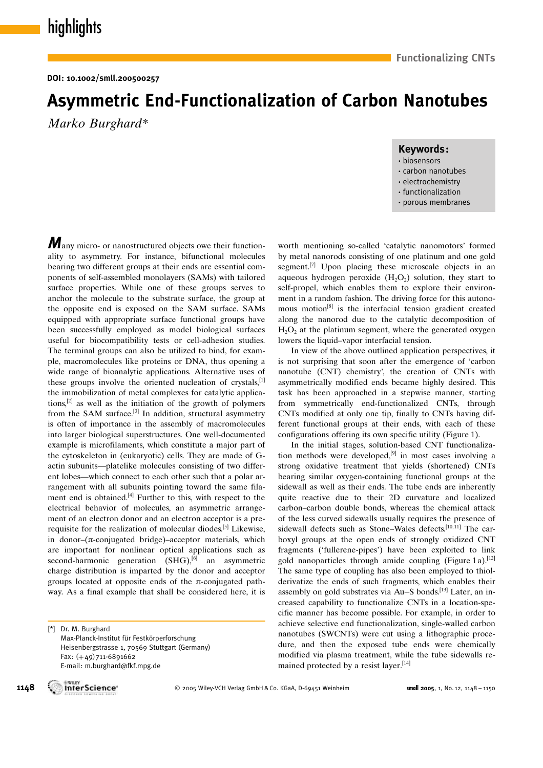DOI: 10.1002/smll.200500257

# Asymmetric End-Functionalization of Carbon Nanotubes

*Marko Burghard**

**Keywords:**
- biosensors
- carbon nanotubes
- electrochemistry
- functionalization
- porous membranes

Many micro- or nanostructured objects owe their functionality to asymmetry. For instance, bifunctional molecules bearing two different groups at their ends are essential components of self-assembled monolayers (SAMs) with tailored surface properties. While one of these groups serves to anchor the molecule to the substrate surface, the group at the opposite end is exposed on the SAM surface. SAMs equipped with appropriate surface functional groups have been successfully employed as model biological surfaces useful for biocompatibility tests or cell-adhesion studies. The terminal groups can also be utilized to bind, for example, macromolecules like proteins or DNA, thus opening a wide range of bioanalytic applications. Alternative uses of these groups involve the oriented nucleation of crystals,[1] the immobilization of metal complexes for catalytic applications,[2] as well as the initiation of the growth of polymers from the SAM surface.[3] In addition, structural asymmetry is often of importance in the assembly of macromolecules into larger biological superstructures. One well-documented example is microfilaments, which constitute a major part of the cytoskeleton in (eukaryotic) cells. They are made of G-actin subunits—platelike molecules consisting of two different lobes—which connect to each other such that a polar arrangement with all subunits pointing toward the same filament end is obtained.[4] Further to this, with respect to the electrical behavior of molecules, an asymmetric arrangement of an electron donor and an electron acceptor is a prerequisite for the realization of molecular diodes.[5] Likewise, in donor–(π-conjugated bridge)–acceptor materials, which are important for nonlinear optical applications such as second-harmonic generation (SHG),[6] an asymmetric charge distribution is imparted by the donor and acceptor groups located at opposite ends of the π-conjugated pathway. As a final example that shall be considered here, it is worth mentioning so-called 'catalytic nanomotors' formed by metal nanorods consisting of one platinum and one gold segment.[7] Upon placing these microscale objects in an aqueous hydrogen peroxide ($H_2O_2$) solution, they start to self-propel, which enables them to explore their environment in a random fashion. The driving force for this autonomous motion[8] is the interfacial tension gradient created along the nanorod due to the catalytic decomposition of $H_2O_2$ at the platinum segment, where the generated oxygen lowers the liquid–vapor interfacial tension.

In view of the above outlined application perspectives, it is not surprising that soon after the emergence of 'carbon nanotube (CNT) chemistry', the creation of CNTs with asymmetrically modified ends became highly desired. This task has been approached in a stepwise manner, starting from symmetrically end-functionalized CNTs, through CNTs modified at only one tip, finally to CNTs having different functional groups at their ends, with each of these configurations offering its own specific utility (Figure 1).

In the initial stages, solution-based CNT functionalization methods were developed,[9] in most cases involving a strong oxidative treatment that yields (shortened) CNTs bearing similar oxygen-containing functional groups at the sidewall as well as their ends. The tube ends are inherently quite reactive due to their 2D curvature and localized carbon–carbon double bonds, whereas the chemical attack of the less curved sidewalls usually requires the presence of sidewall defects such as Stone–Wales defects.[10,11] The carboxyl groups at the open ends of strongly oxidized CNT fragments ('fullerene-pipes') have been exploited to link gold nanoparticles through amide coupling (Figure 1a).[12] The same type of coupling has also been employed to thiol-derivatize the ends of such fragments, which enables their assembly on gold substrates via Au–S bonds.[13] Later, an increased capability to functionalize CNTs in a location-specific manner has become possible. For example, in order to achieve selective end functionalization, single-walled carbon nanotubes (SWCNTs) were cut using a lithographic procedure, and then the exposed tube ends were chemically modified via plasma treatment, while the tube sidewalls remained protected by a resist layer.[14]

[*] Dr. M. Burghard
Max-Planck-Institut für Festkörperforschung
Heisenbergstrasse 1, 70569 Stuttgart (Germany)
Fax: (+49) 711-6891662
E-mail: m.burghard@fkf.mpg.de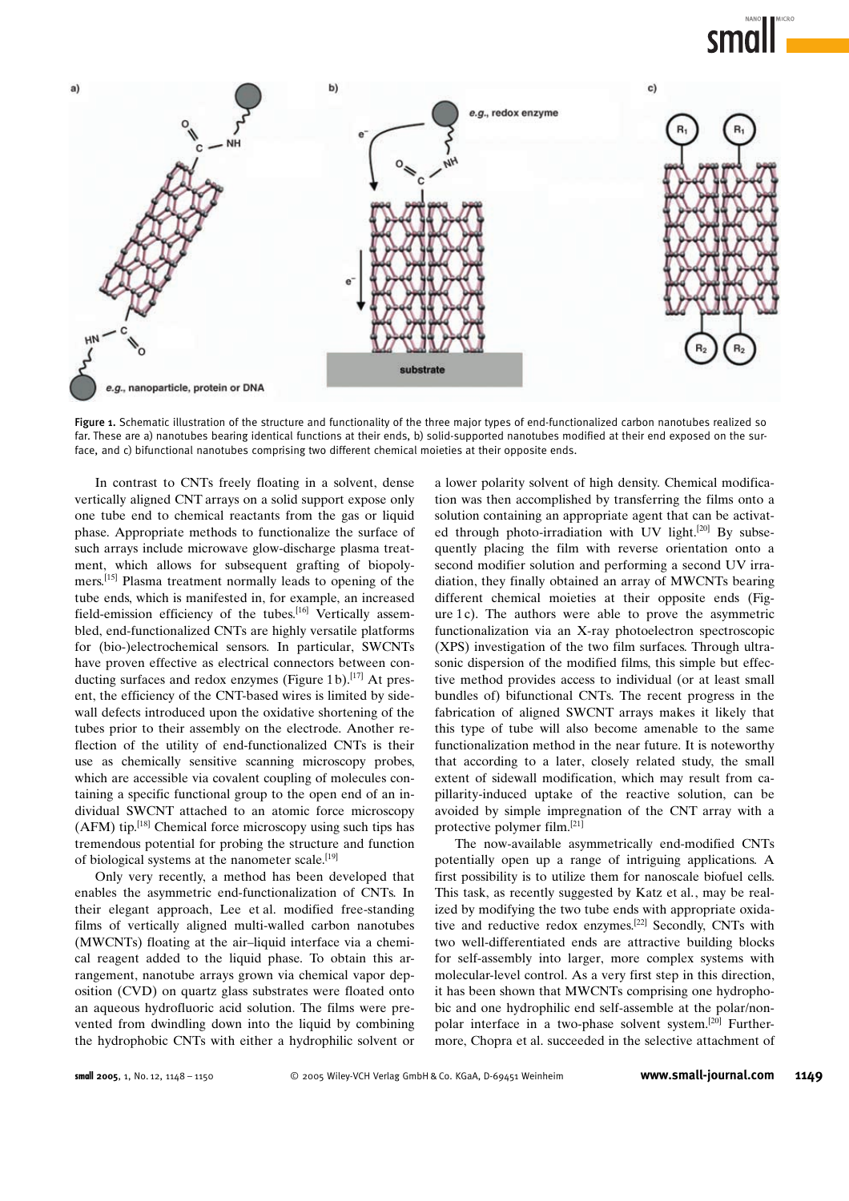a)

e.g., nanoparticle, protein or DNA

b)

e.g., redox enzyme

substrate

c)

Figure 1. Schematic illustration of the structure and functionality of the three major types of end-functionalized carbon nanotubes realized so far. These are a) nanotubes bearing identical functions at their ends, b) solid-supported nanotubes modified at their end exposed on the surface, and c) bifunctional nanotubes comprising two different chemical moieties at their opposite ends.

In contrast to CNTs freely floating in a solvent, dense vertically aligned CNT arrays on a solid support expose only one tube end to chemical reactants from the gas or liquid phase. Appropriate methods to functionalize the surface of such arrays include microwave glow-discharge plasma treatment, which allows for subsequent grafting of biopolymers.[15] Plasma treatment normally leads to opening of the tube ends, which is manifested in, for example, an increased field-emission efficiency of the tubes.[16] Vertically assembled, end-functionalized CNTs are highly versatile platforms for (bio-)electrochemical sensors. In particular, SWCNTs have proven effective as electrical connectors between conducting surfaces and redox enzymes (Figure 1b).[17] At present, the efficiency of the CNT-based wires is limited by sidewall defects introduced upon the oxidative shortening of the tubes prior to their assembly on the electrode. Another reflection of the utility of end-functionalized CNTs is their use as chemically sensitive scanning microscopy probes, which are accessible via covalent coupling of molecules containing a specific functional group to the open end of an individual SWCNT attached to an atomic force microscopy (AFM) tip.[18] Chemical force microscopy using such tips has tremendous potential for probing the structure and function of biological systems at the nanometer scale.[19]

Only very recently, a method has been developed that enables the asymmetric end-functionalization of CNTs. In their elegant approach, Lee et al. modified free-standing films of vertically aligned multi-walled carbon nanotubes (MWCNTs) floating at the air–liquid interface via a chemical reagent added to the liquid phase. To obtain this arrangement, nanotube arrays grown via chemical vapor deposition (CVD) on quartz glass substrates were floated onto an aqueous hydrofluoric acid solution. The films were prevented from dwindling down into the liquid by combining the hydrophobic CNTs with either a hydrophilic solvent or a lower polarity solvent of high density. Chemical modification was then accomplished by transferring the films onto a solution containing an appropriate agent that can be activated through photo-irradiation with UV light.[20] By subsequently placing the film with reverse orientation onto a second modifier solution and performing a second UV irradiation, they finally obtained an array of MWCNTs bearing different chemical moieties at their opposite ends (Figure 1c). The authors were able to prove the asymmetric functionalization via an X-ray photoelectron spectroscopic (XPS) investigation of the two film surfaces. Through ultrasonic dispersion of the modified films, this simple but effective method provides access to individual (or at least small bundles of) bifunctional CNTs. The recent progress in the fabrication of aligned SWCNT arrays makes it likely that this type of tube will also become amenable to the same functionalization method in the near future. It is noteworthy that according to a later, closely related study, the small extent of sidewall modification, which may result from capillarity-induced uptake of the reactive solution, can be avoided by simple impregnation of the CNT array with a protective polymer film.[21]

The now-available asymmetrically end-modified CNTs potentially open up a range of intriguing applications. A first possibility is to utilize them for nanoscale biofuel cells. This task, as recently suggested by Katz et al., may be realized by modifying the two tube ends with appropriate oxidative and reductive redox enzymes.[22] Secondly, CNTs with two well-differentiated ends are attractive building blocks for self-assembly into larger, more complex systems with molecular-level control. As a very first step in this direction, it has been shown that MWCNTs comprising one hydrophobic and one hydrophilic end self-assemble at the polar/nonpolar interface in a two-phase solvent system.[20] Furthermore, Chopra et al. succeeded in the selective attachment of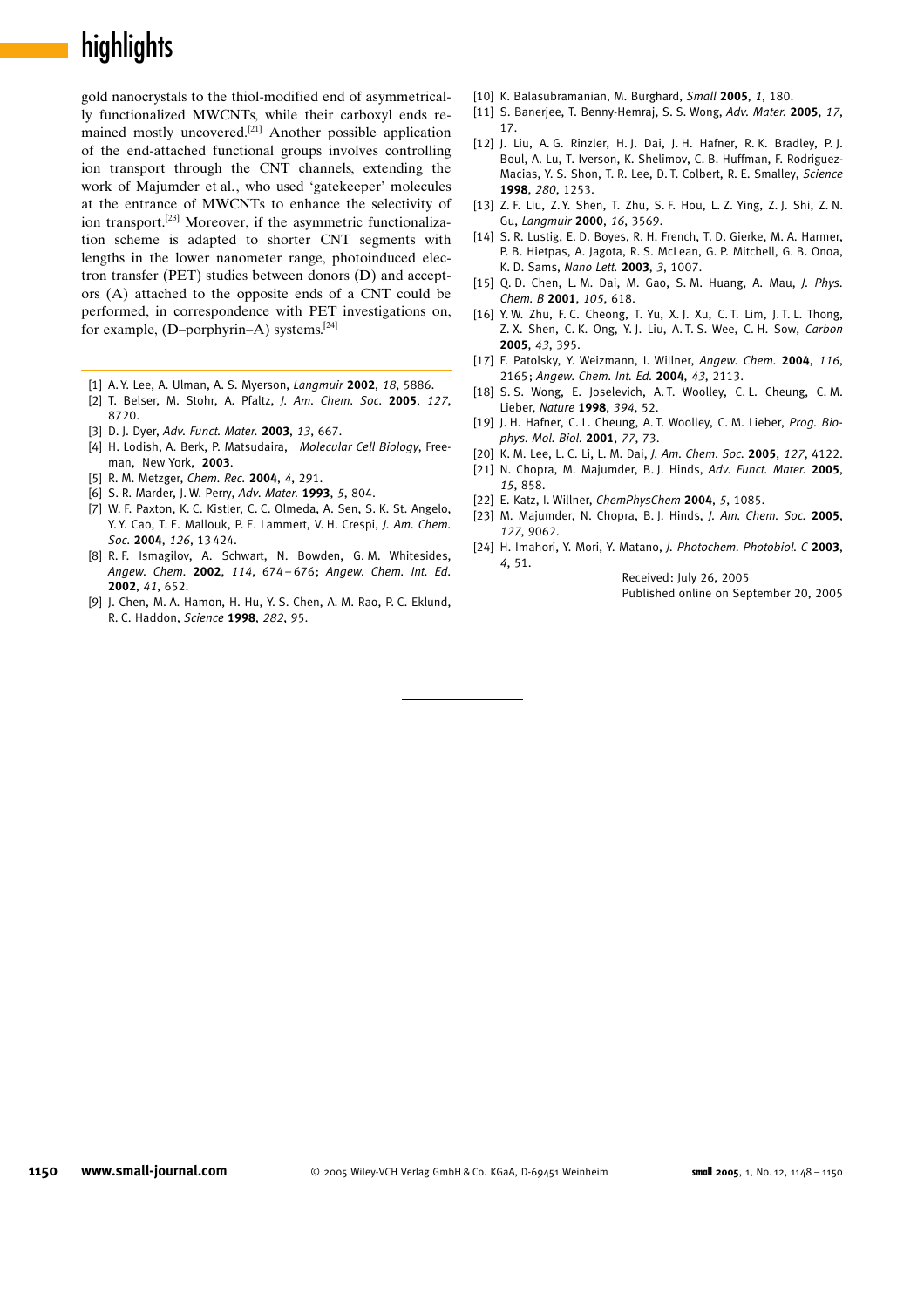gold nanocrystals to the thiol-modified end of asymmetrically functionalized MWCNTs, while their carboxyl ends remained mostly uncovered.[21] Another possible application of the end-attached functional groups involves controlling ion transport through the CNT channels, extending the work of Majumder et al., who used 'gatekeeper' molecules at the entrance of MWCNTs to enhance the selectivity of ion transport.[23] Moreover, if the asymmetric functionalization scheme is adapted to shorter CNT segments with lengths in the lower nanometer range, photoinduced electron transfer (PET) studies between donors (D) and acceptors (A) attached to the opposite ends of a CNT could be performed, in correspondence with PET investigations on, for example, (D–porphyrin–A) systems.[24]

---

[1] A. Y. Lee, A. Ulman, A. S. Myerson, *Langmuir* **2002**, *18*, 5886.

[2] T. Belser, M. Stohr, A. Pfaltz, *J. Am. Chem. Soc.* **2005**, *127*, 8720.

[3] D. J. Dyer, *Adv. Funct. Mater.* **2003**, *13*, 667.

[4] H. Lodish, A. Berk, P. Matsudaira, *Molecular Cell Biology*, Freeman, New York, **2003**.

[5] R. M. Metzger, *Chem. Rec.* **2004**, *4*, 291.

[6] S. R. Marder, J. W. Perry, *Adv. Mater.* **1993**, *5*, 804.

[7] W. F. Paxton, K. C. Kistler, C. C. Olmeda, A. Sen, S. K. St. Angelo, Y. Y. Cao, T. E. Mallouk, P. E. Lammert, V. H. Crespi, *J. Am. Chem. Soc.* **2004**, *126*, 13424.

[8] R. F. Ismagilov, A. Schwart, N. Bowden, G. M. Whitesides, *Angew. Chem.* **2002**, *114*, 674–676; *Angew. Chem. Int. Ed.* **2002**, *41*, 652.

[9] J. Chen, M. A. Hamon, H. Hu, Y. S. Chen, A. M. Rao, P. C. Eklund, R. C. Haddon, *Science* **1998**, *282*, 95.

[10] K. Balasubramanian, M. Burghard, *Small* **2005**, *1*, 180.

[11] S. Banerjee, T. Benny-Hemraj, S. S. Wong, *Adv. Mater.* **2005**, *17*, 17.

[12] J. Liu, A. G. Rinzler, H. J. Dai, J. H. Hafner, R. K. Bradley, P. J. Boul, A. Lu, T. Iverson, K. Shelimov, C. B. Huffman, F. Rodriguez-Macias, Y. S. Shon, T. R. Lee, D. T. Colbert, R. E. Smalley, *Science* **1998**, *280*, 1253.

[13] Z. F. Liu, Z. Y. Shen, T. Zhu, S. F. Hou, L. Z. Ying, Z. J. Shi, Z. N. Gu, *Langmuir* **2000**, *16*, 3569.

[14] S. R. Lustig, E. D. Boyes, R. H. French, T. D. Gierke, M. A. Harmer, P. B. Hietpas, A. Jagota, R. S. McLean, G. P. Mitchell, G. B. Onoa, K. D. Sams, *Nano Lett.* **2003**, *3*, 1007.

[15] Q. D. Chen, L. M. Dai, M. Gao, S. M. Huang, A. Mau, *J. Phys. Chem. B* **2001**, *105*, 618.

[16] Y. W. Zhu, F. C. Cheong, T. Yu, X. J. Xu, C. T. Lim, J. T. L. Thong, Z. X. Shen, C. K. Ong, Y. J. Liu, A. T. S. Wee, C. H. Sow, *Carbon* **2005**, *43*, 395.

[17] F. Patolsky, Y. Weizmann, I. Willner, *Angew. Chem.* **2004**, *116*, 2165; *Angew. Chem. Int. Ed.* **2004**, *43*, 2113.

[18] S. S. Wong, E. Joselevich, A. T. Woolley, C. L. Cheung, C. M. Lieber, *Nature* **1998**, *394*, 52.

[19] J. H. Hafner, C. L. Cheung, A. T. Woolley, C. M. Lieber, *Prog. Biophys. Mol. Biol.* **2001**, *77*, 73.

[20] K. M. Lee, L. C. Li, L. M. Dai, *J. Am. Chem. Soc.* **2005**, *127*, 4122.

[21] N. Chopra, M. Majumder, B. J. Hinds, *Adv. Funct. Mater.* **2005**, *15*, 858.

[22] E. Katz, I. Willner, *ChemPhysChem* **2004**, *5*, 1085.

[23] M. Majumder, N. Chopra, B. J. Hinds, *J. Am. Chem. Soc.* **2005**, *127*, 9062.

[24] H. Imahori, Y. Mori, Y. Matano, *J. Photochem. Photobiol. C* **2003**, *4*, 51.

Received: July 26, 2005
Published online on September 20, 2005